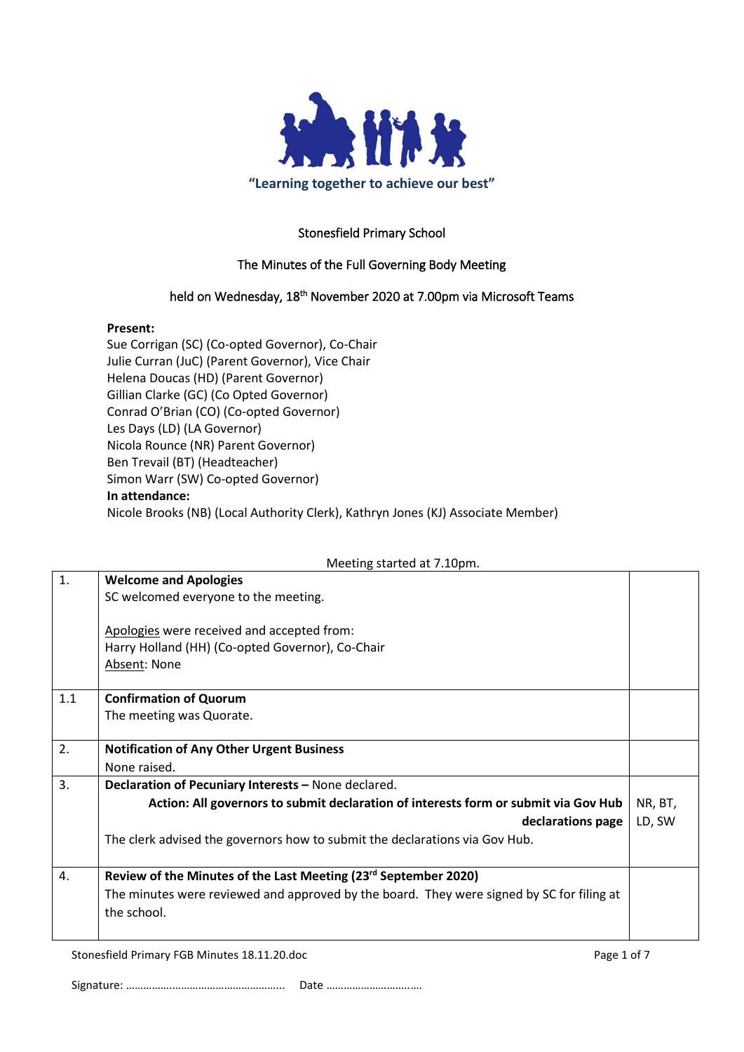"Learning together to achieve our best"

Stonesfield Primary School

The Minutes of the Full Governing Body Meeting

held on Wednesday, 18th November 2020 at 7.00pm via Microsoft Teams

**Present:**
Sue Corrigan (SC) (Co-opted Governor), Co-Chair
Julie Curran (JuC) (Parent Governor), Vice Chair
Helena Doucas (HD) (Parent Governor)
Gillian Clarke (GC) (Co Opted Governor)
Conrad O'Brian (CO) (Co-opted Governor)
Les Days (LD) (LA Governor)
Nicola Rounce (NR) Parent Governor)
Ben Trevail (BT) (Headteacher)
Simon Warr (SW) Co-opted Governor)
**In attendance:**
Nicole Brooks (NB) (Local Authority Clerk), Kathryn Jones (KJ) Associate Member)

Meeting started at 7.10pm.

| | | |
|---|---|---|
| 1. | **Welcome and Apologies**<br>SC welcomed everyone to the meeting.<br><br>Apologies were received and accepted from:<br>Harry Holland (HH) (Co-opted Governor), Co-Chair<br>Absent: None | |
| 1.1 | **Confirmation of Quorum**<br>The meeting was Quorate. | |
| 2. | **Notification of Any Other Urgent Business**<br>None raised. | |
| 3. | **Declaration of Pecuniary Interests –** None declared.<br>**Action: All governors to submit declaration of interests form or submit via Gov Hub declarations page**<br>The clerk advised the governors how to submit the declarations via Gov Hub. | NR, BT, LD, SW |
| 4. | **Review of the Minutes of the Last Meeting (23rd September 2020)**<br>The minutes were reviewed and approved by the board. They were signed by SC for filing at the school. | |

Signature: …………………………………………….. Date ………………………….….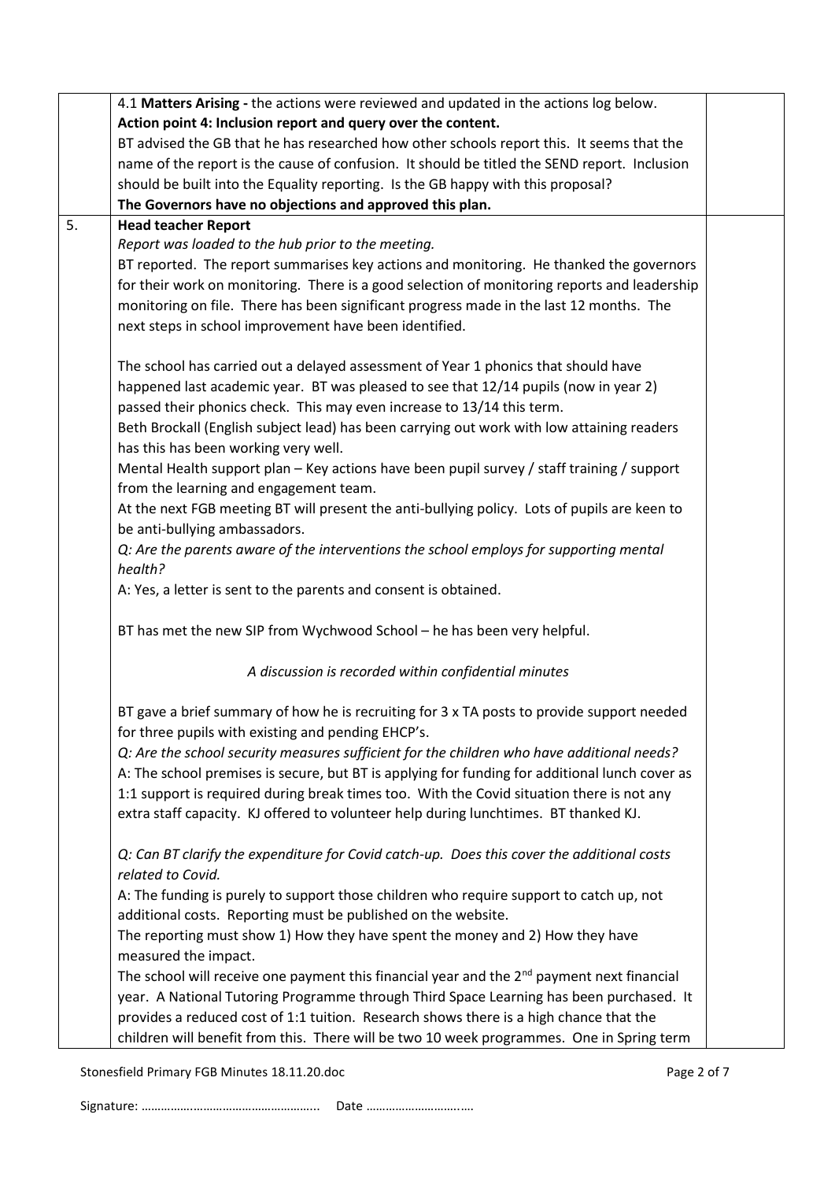| | | |
|---|---|---|
| | 4.1 **Matters Arising -** the actions were reviewed and updated in the actions log below.<br>**Action point 4: Inclusion report and query over the content.**<br>BT advised the GB that he has researched how other schools report this. It seems that the name of the report is the cause of confusion. It should be titled the SEND report. Inclusion should be built into the Equality reporting. Is the GB happy with this proposal?<br>**The Governors have no objections and approved this plan.** | |
| 5. | **Head teacher Report**<br>*Report was loaded to the hub prior to the meeting.*<br>BT reported. The report summarises key actions and monitoring. He thanked the governors for their work on monitoring. There is a good selection of monitoring reports and leadership monitoring on file. There has been significant progress made in the last 12 months. The next steps in school improvement have been identified.<br><br>The school has carried out a delayed assessment of Year 1 phonics that should have happened last academic year. BT was pleased to see that 12/14 pupils (now in year 2) passed their phonics check. This may even increase to 13/14 this term.<br>Beth Brockall (English subject lead) has been carrying out work with low attaining readers has this has been working very well.<br>Mental Health support plan – Key actions have been pupil survey / staff training / support from the learning and engagement team.<br>At the next FGB meeting BT will present the anti-bullying policy. Lots of pupils are keen to be anti-bullying ambassadors.<br>*Q: Are the parents aware of the interventions the school employs for supporting mental health?*<br>A: Yes, a letter is sent to the parents and consent is obtained.<br><br>BT has met the new SIP from Wychwood School – he has been very helpful.<br><br>*A discussion is recorded within confidential minutes*<br><br>BT gave a brief summary of how he is recruiting for 3 x TA posts to provide support needed for three pupils with existing and pending EHCP's.<br>*Q: Are the school security measures sufficient for the children who have additional needs?*<br>A: The school premises is secure, but BT is applying for funding for additional lunch cover as 1:1 support is required during break times too. With the Covid situation there is not any extra staff capacity. KJ offered to volunteer help during lunchtimes. BT thanked KJ.<br><br>*Q: Can BT clarify the expenditure for Covid catch-up. Does this cover the additional costs related to Covid.*<br>A: The funding is purely to support those children who require support to catch up, not additional costs. Reporting must be published on the website.<br>The reporting must show 1) How they have spent the money and 2) How they have measured the impact.<br>The school will receive one payment this financial year and the 2nd payment next financial year. A National Tutoring Programme through Third Space Learning has been purchased. It provides a reduced cost of 1:1 tuition. Research shows there is a high chance that the children will benefit from this. There will be two 10 week programmes. One in Spring term | |

Signature: …………………………………………….. Date ………………………….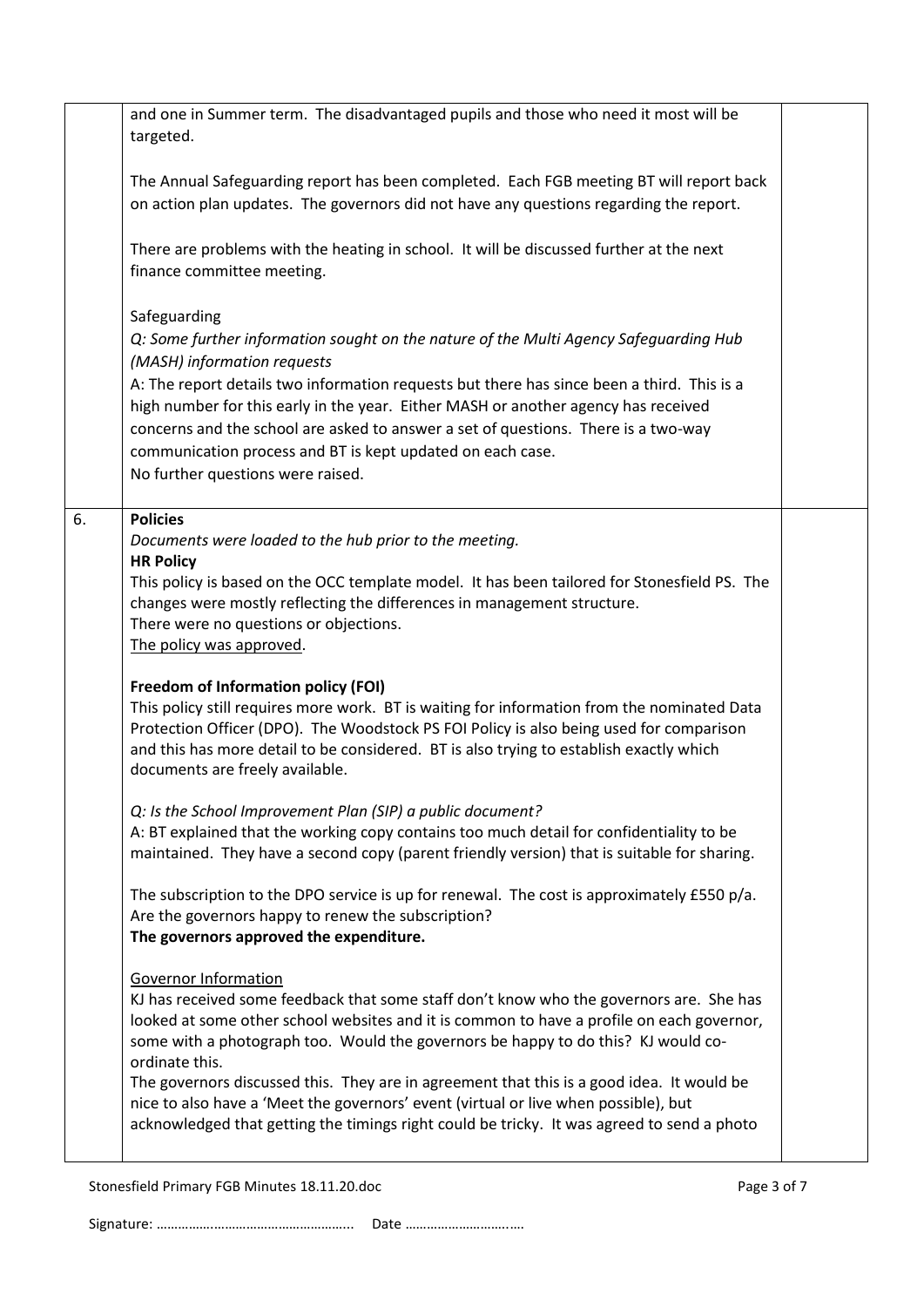| | | |
|---|---|---|
| | and one in Summer term. The disadvantaged pupils and those who need it most will be targeted.<br><br>The Annual Safeguarding report has been completed. Each FGB meeting BT will report back on action plan updates. The governors did not have any questions regarding the report.<br><br>There are problems with the heating in school. It will be discussed further at the next finance committee meeting.<br><br>Safeguarding<br>*Q: Some further information sought on the nature of the Multi Agency Safeguarding Hub (MASH) information requests*<br>A: The report details two information requests but there has since been a third. This is a high number for this early in the year. Either MASH or another agency has received concerns and the school are asked to answer a set of questions. There is a two-way communication process and BT is kept updated on each case.<br>No further questions were raised. | |
| 6. | **Policies**<br>*Documents were loaded to the hub prior to the meeting.*<br>**HR Policy**<br>This policy is based on the OCC template model. It has been tailored for Stonesfield PS. The changes were mostly reflecting the differences in management structure.<br>There were no questions or objections.<br><u>The policy was approved</u>.<br><br>**Freedom of Information policy (FOI)**<br>This policy still requires more work. BT is waiting for information from the nominated Data Protection Officer (DPO). The Woodstock PS FOI Policy is also being used for comparison and this has more detail to be considered. BT is also trying to establish exactly which documents are freely available.<br><br>*Q: Is the School Improvement Plan (SIP) a public document?*<br>A: BT explained that the working copy contains too much detail for confidentiality to be maintained. They have a second copy (parent friendly version) that is suitable for sharing.<br><br>The subscription to the DPO service is up for renewal. The cost is approximately £550 p/a. Are the governors happy to renew the subscription?<br>**The governors approved the expenditure.**<br><br><u>Governor Information</u><br>KJ has received some feedback that some staff don't know who the governors are. She has looked at some other school websites and it is common to have a profile on each governor, some with a photograph too. Would the governors be happy to do this? KJ would co-ordinate this.<br>The governors discussed this. They are in agreement that this is a good idea. It would be nice to also have a 'Meet the governors' event (virtual or live when possible), but acknowledged that getting the timings right could be tricky. It was agreed to send a photo | |

Signature: ……………………………………………... Date ………………………….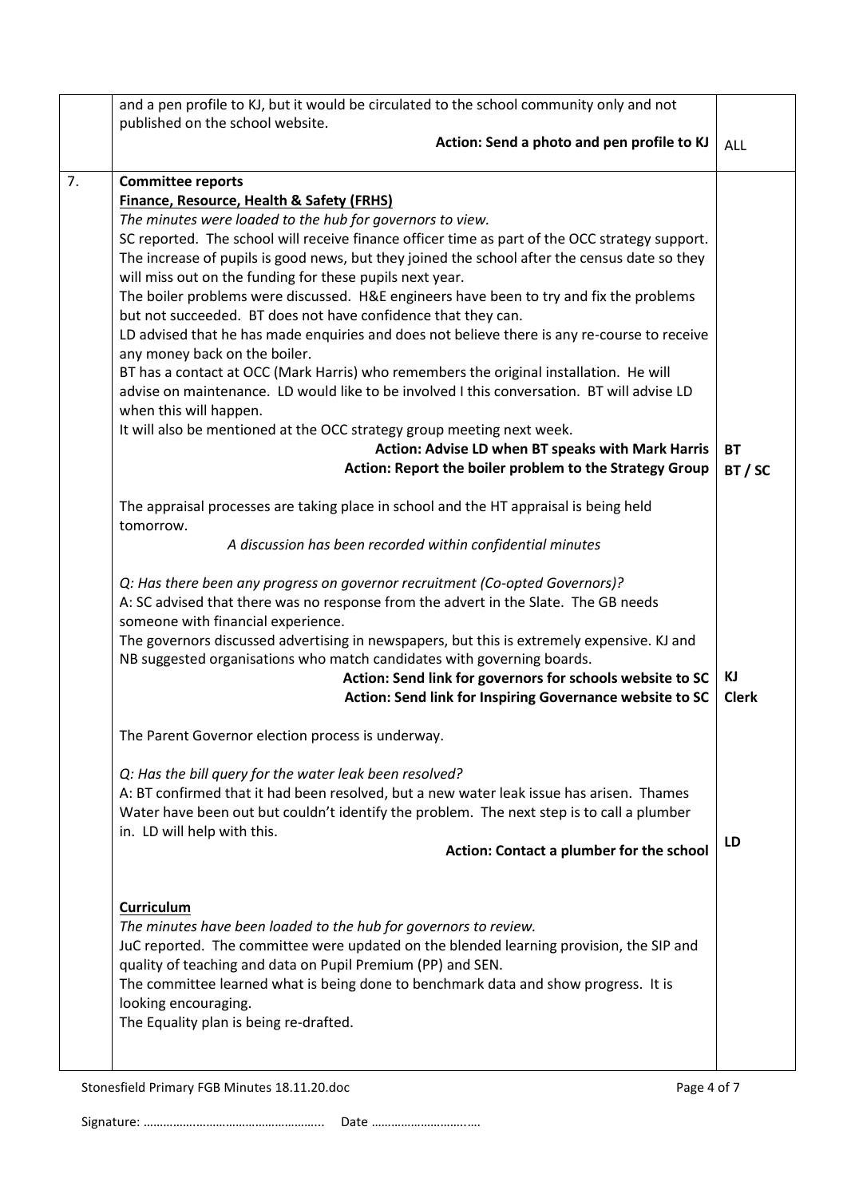| | | |
|---|---|---|
| | and a pen profile to KJ, but it would be circulated to the school community only and not published on the school website.<br>**Action: Send a photo and pen profile to KJ** | ALL |
| 7. | **Committee reports**<br>**Finance, Resource, Health & Safety (FRHS)**<br>*The minutes were loaded to the hub for governors to view.*<br>SC reported. The school will receive finance officer time as part of the OCC strategy support. The increase of pupils is good news, but they joined the school after the census date so they will miss out on the funding for these pupils next year.<br>The boiler problems were discussed. H&E engineers have been to try and fix the problems but not succeeded. BT does not have confidence that they can.<br>LD advised that he has made enquiries and does not believe there is any re-course to receive any money back on the boiler.<br>BT has a contact at OCC (Mark Harris) who remembers the original installation. He will advise on maintenance. LD would like to be involved I this conversation. BT will advise LD when this will happen.<br>It will also be mentioned at the OCC strategy group meeting next week.<br>**Action: Advise LD when BT speaks with Mark Harris**<br>**Action: Report the boiler problem to the Strategy Group** | **BT**<br>**BT / SC** |
| | The appraisal processes are taking place in school and the HT appraisal is being held tomorrow.<br>*A discussion has been recorded within confidential minutes*<br><br>*Q: Has there been any progress on governor recruitment (Co-opted Governors)?*<br>A: SC advised that there was no response from the advert in the Slate. The GB needs someone with financial experience.<br>The governors discussed advertising in newspapers, but this is extremely expensive. KJ and NB suggested organisations who match candidates with governing boards.<br>**Action: Send link for governors for schools website to SC**<br>**Action: Send link for Inspiring Governance website to SC** | **KJ**<br>**Clerk** |
| | The Parent Governor election process is underway.<br><br>*Q: Has the bill query for the water leak been resolved?*<br>A: BT confirmed that it had been resolved, but a new water leak issue has arisen. Thames Water have been out but couldn't identify the problem. The next step is to call a plumber in. LD will help with this.<br>**Action: Contact a plumber for the school** | **LD** |
| | **Curriculum**<br>*The minutes have been loaded to the hub for governors to review.*<br>JuC reported. The committee were updated on the blended learning provision, the SIP and quality of teaching and data on Pupil Premium (PP) and SEN.<br>The committee learned what is being done to benchmark data and show progress. It is looking encouraging.<br>The Equality plan is being re-drafted. | |

Signature: …………………………………………….. Date ……………………….….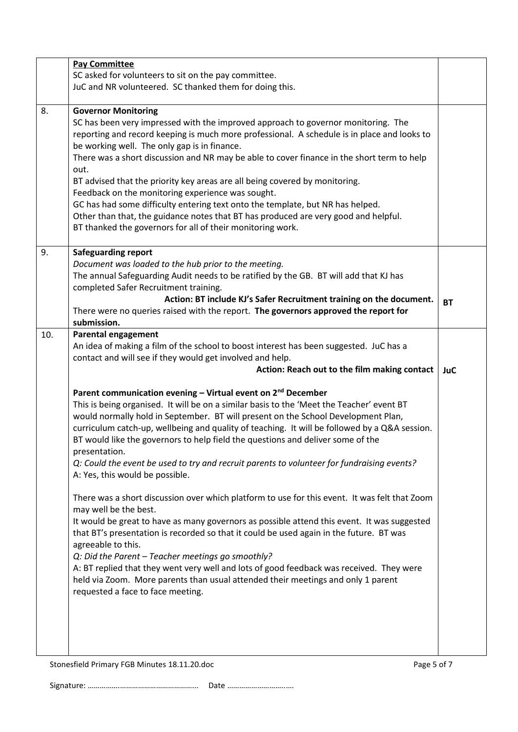| | | |
|---|---|---|
| | **Pay Committee**<br>SC asked for volunteers to sit on the pay committee.<br>JuC and NR volunteered. SC thanked them for doing this. | |
| 8. | **Governor Monitoring**<br>SC has been very impressed with the improved approach to governor monitoring. The reporting and record keeping is much more professional. A schedule is in place and looks to be working well. The only gap is in finance.<br>There was a short discussion and NR may be able to cover finance in the short term to help out.<br>BT advised that the priority key areas are all being covered by monitoring.<br>Feedback on the monitoring experience was sought.<br>GC has had some difficulty entering text onto the template, but NR has helped.<br>Other than that, the guidance notes that BT has produced are very good and helpful.<br>BT thanked the governors for all of their monitoring work. | |
| 9. | **Safeguarding report**<br>*Document was loaded to the hub prior to the meeting.*<br>The annual Safeguarding Audit needs to be ratified by the GB. BT will add that KJ has completed Safer Recruitment training.<br>***Action: BT include KJ's Safer Recruitment training on the document.***<br>There were no queries raised with the report. **The governors approved the report for submission.** | **BT** |
| 10. | **Parental engagement**<br>An idea of making a film of the school to boost interest has been suggested. JuC has a contact and will see if they would get involved and help.<br>***Action: Reach out to the film making contact***<br><br>**Parent communication evening – Virtual event on 2nd December**<br>This is being organised. It will be on a similar basis to the 'Meet the Teacher' event BT would normally hold in September. BT will present on the School Development Plan, curriculum catch-up, wellbeing and quality of teaching. It will be followed by a Q&A session. BT would like the governors to help field the questions and deliver some of the presentation.<br>*Q: Could the event be used to try and recruit parents to volunteer for fundraising events?*<br>A: Yes, this would be possible.<br><br>There was a short discussion over which platform to use for this event. It was felt that Zoom may well be the best.<br>It would be great to have as many governors as possible attend this event. It was suggested that BT's presentation is recorded so that it could be used again in the future. BT was agreeable to this.<br>*Q: Did the Parent – Teacher meetings go smoothly?*<br>A: BT replied that they went very well and lots of good feedback was received. They were held via Zoom. More parents than usual attended their meetings and only 1 parent requested a face to face meeting. | **JuC** |

Signature: …………………………………………….. Date ……………………….….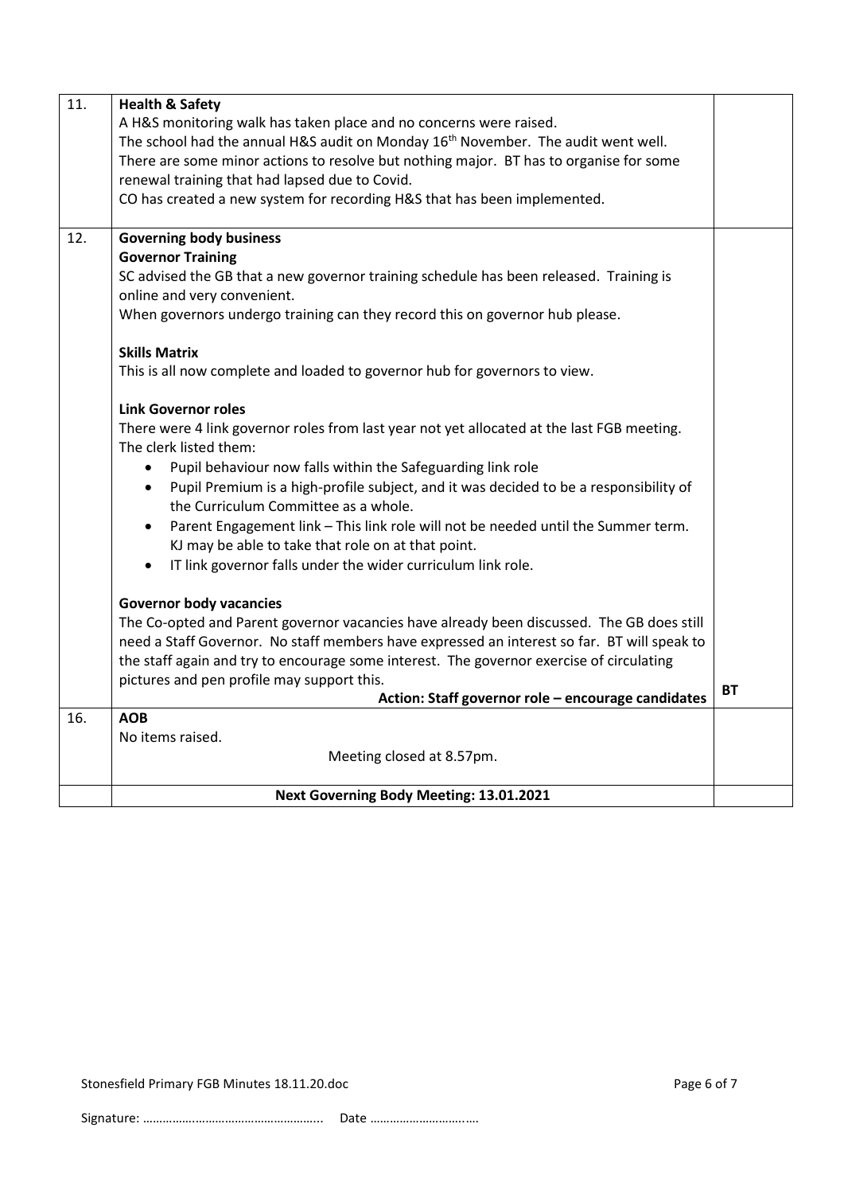| | | |
|---|---|---|
| 11. | **Health & Safety**<br>A H&S monitoring walk has taken place and no concerns were raised.<br>The school had the annual H&S audit on Monday 16th November. The audit went well. There are some minor actions to resolve but nothing major. BT has to organise for some renewal training that had lapsed due to Covid.<br>CO has created a new system for recording H&S that has been implemented. | |
| 12. | **Governing body business**<br>**Governor Training**<br>SC advised the GB that a new governor training schedule has been released. Training is online and very convenient.<br>When governors undergo training can they record this on governor hub please.<br><br>**Skills Matrix**<br>This is all now complete and loaded to governor hub for governors to view.<br><br>**Link Governor roles**<br>There were 4 link governor roles from last year not yet allocated at the last FGB meeting. The clerk listed them:<br>• Pupil behaviour now falls within the Safeguarding link role<br>• Pupil Premium is a high-profile subject, and it was decided to be a responsibility of the Curriculum Committee as a whole.<br>• Parent Engagement link – This link role will not be needed until the Summer term. KJ may be able to take that role on at that point.<br>• IT link governor falls under the wider curriculum link role.<br><br>**Governor body vacancies**<br>The Co-opted and Parent governor vacancies have already been discussed. The GB does still need a Staff Governor. No staff members have expressed an interest so far. BT will speak to the staff again and try to encourage some interest. The governor exercise of circulating pictures and pen profile may support this.<br>**Action: Staff governor role – encourage candidates** | **BT** |
| 16. | **AOB**<br>No items raised.<br>Meeting closed at 8.57pm. | |
| | **Next Governing Body Meeting: 13.01.2021** | |

Stonesfield Primary FGB Minutes 18.11.20.doc

Signature: …………………………………………….. Date ……………………….….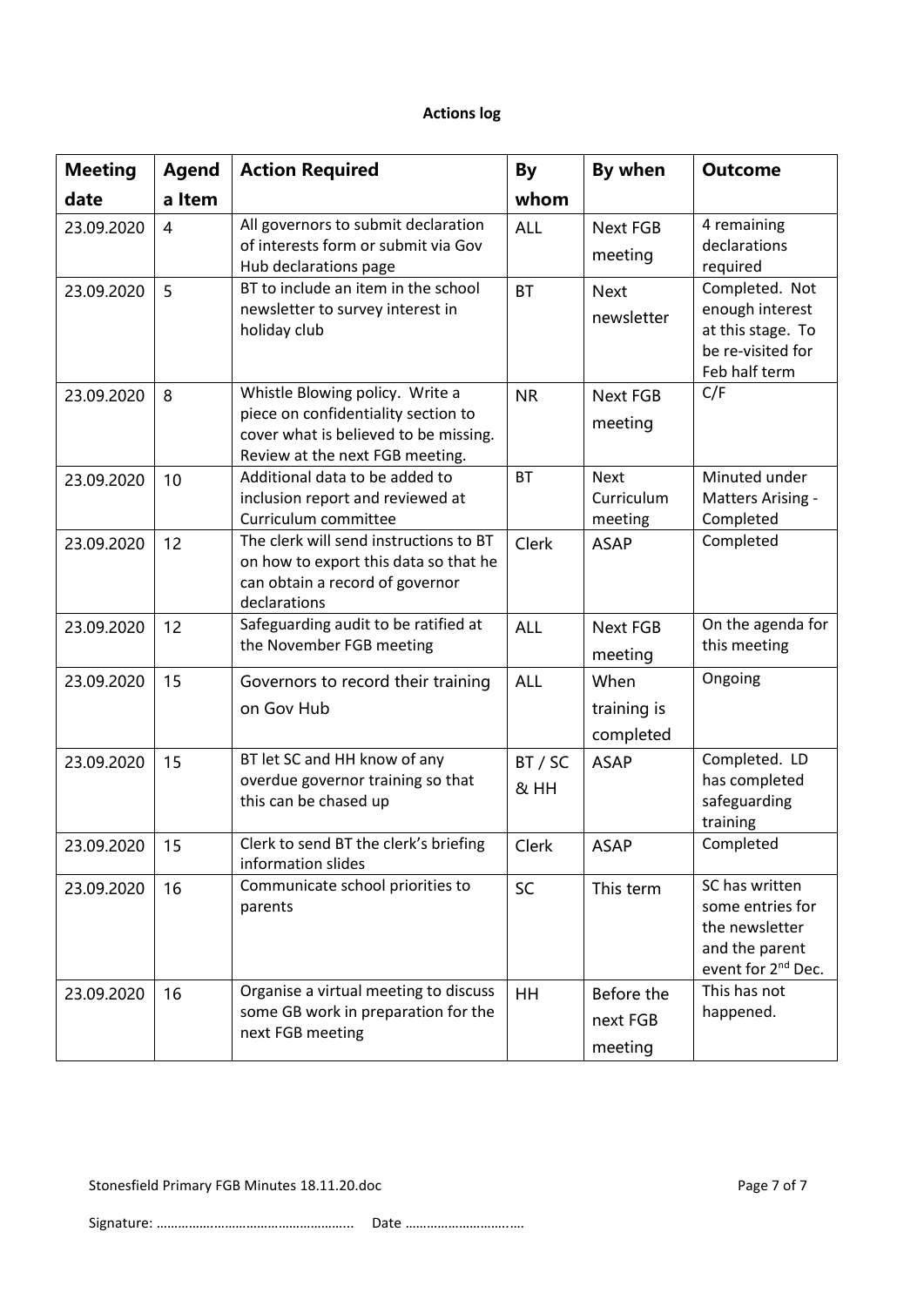**Actions log**

| Meeting date | Agenda Item | Action Required | By whom | By when | Outcome |
|---|---|---|---|---|---|
| 23.09.2020 | 4 | All governors to submit declaration of interests form or submit via Gov Hub declarations page | ALL | Next FGB meeting | 4 remaining declarations required |
| 23.09.2020 | 5 | BT to include an item in the school newsletter to survey interest in holiday club | BT | Next newsletter | Completed. Not enough interest at this stage. To be re-visited for Feb half term |
| 23.09.2020 | 8 | Whistle Blowing policy. Write a piece on confidentiality section to cover what is believed to be missing. Review at the next FGB meeting. | NR | Next FGB meeting | C/F |
| 23.09.2020 | 10 | Additional data to be added to inclusion report and reviewed at Curriculum committee | BT | Next Curriculum meeting | Minuted under Matters Arising - Completed |
| 23.09.2020 | 12 | The clerk will send instructions to BT on how to export this data so that he can obtain a record of governor declarations | Clerk | ASAP | Completed |
| 23.09.2020 | 12 | Safeguarding audit to be ratified at the November FGB meeting | ALL | Next FGB meeting | On the agenda for this meeting |
| 23.09.2020 | 15 | Governors to record their training on Gov Hub | ALL | When training is completed | Ongoing |
| 23.09.2020 | 15 | BT let SC and HH know of any overdue governor training so that this can be chased up | BT / SC & HH | ASAP | Completed. LD has completed safeguarding training |
| 23.09.2020 | 15 | Clerk to send BT the clerk's briefing information slides | Clerk | ASAP | Completed |
| 23.09.2020 | 16 | Communicate school priorities to parents | SC | This term | SC has written some entries for the newsletter and the parent event for 2nd Dec. |
| 23.09.2020 | 16 | Organise a virtual meeting to discuss some GB work in preparation for the next FGB meeting | HH | Before the next FGB meeting | This has not happened. |

Signature: …………………………………………….. Date ………………………….